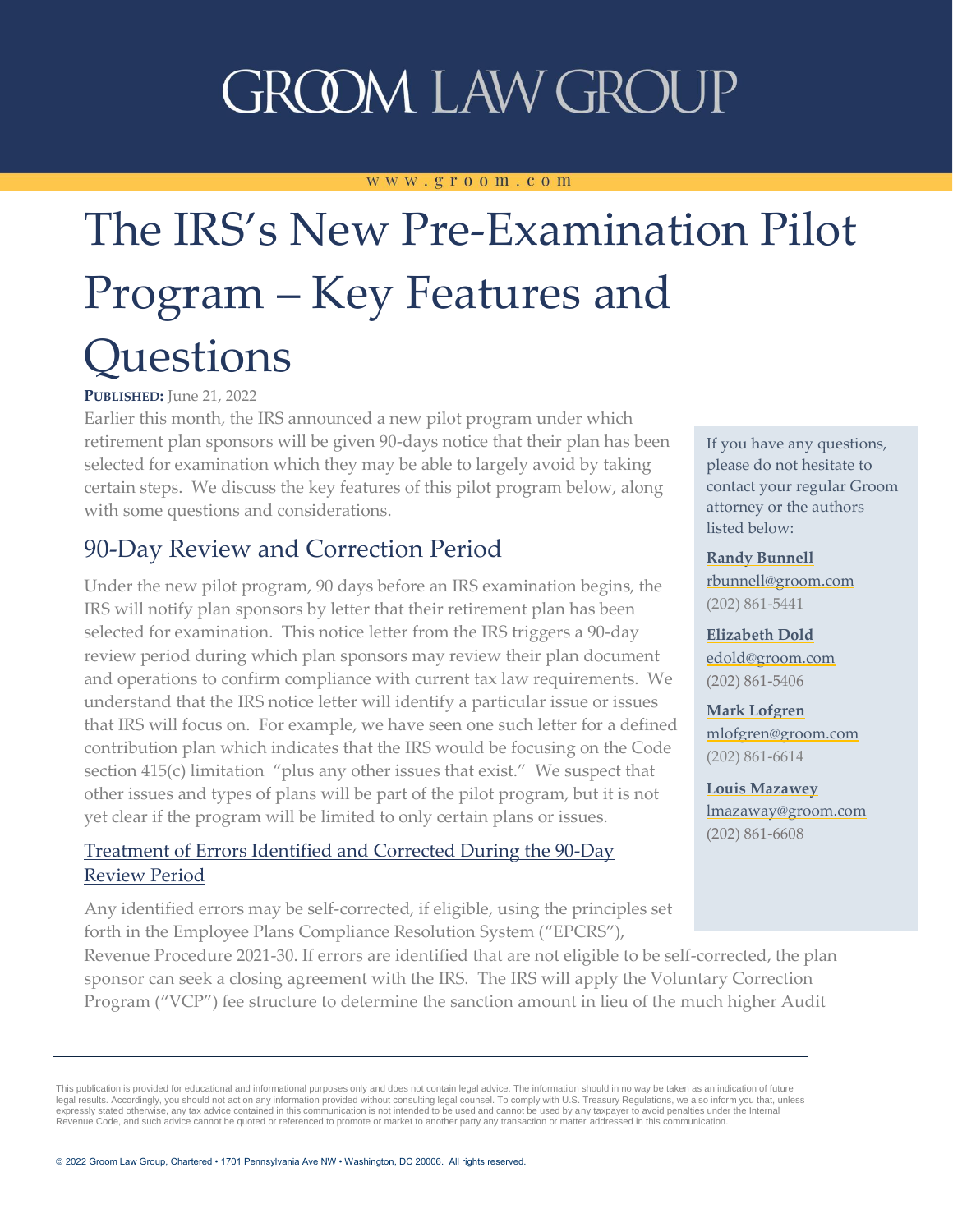# GROOM LAW GROUP

www.groom.com

# The IRS's New Pre-Examination Pilot Program – Key Features and Questions

**PUBLISHED:** June 21, 2022

Earlier this month, the IRS announced a new pilot program under which retirement plan sponsors will be given 90-days notice that their plan has been selected for examination which they may be able to largely avoid by taking certain steps. We discuss the key features of this pilot program below, along with some questions and considerations.

If you have any questions, please do not hesitate to contact your regular Groom attorney or the authors listed below:

**Randy Bunnell**
rbunnell@groom.com
(202) 861-5441

**Elizabeth Dold**
edold@groom.com
(202) 861-5406

**Mark Lofgren**
mlofgren@groom.com
(202) 861-6614

**Louis Mazawey**
lmazaway@groom.com
(202) 861-6608

## 90-Day Review and Correction Period

Under the new pilot program, 90 days before an IRS examination begins, the IRS will notify plan sponsors by letter that their retirement plan has been selected for examination. This notice letter from the IRS triggers a 90-day review period during which plan sponsors may review their plan document and operations to confirm compliance with current tax law requirements. We understand that the IRS notice letter will identify a particular issue or issues that IRS will focus on. For example, we have seen one such letter for a defined contribution plan which indicates that the IRS would be focusing on the Code section 415(c) limitation "plus any other issues that exist." We suspect that other issues and types of plans will be part of the pilot program, but it is not yet clear if the program will be limited to only certain plans or issues.

### Treatment of Errors Identified and Corrected During the 90-Day Review Period

Any identified errors may be self-corrected, if eligible, using the principles set forth in the Employee Plans Compliance Resolution System ("EPCRS"), Revenue Procedure 2021-30. If errors are identified that are not eligible to be self-corrected, the plan sponsor can seek a closing agreement with the IRS. The IRS will apply the Voluntary Correction Program ("VCP") fee structure to determine the sanction amount in lieu of the much higher Audit

This publication is provided for educational and informational purposes only and does not contain legal advice. The information should in no way be taken as an indication of future legal results. Accordingly, you should not act on any information provided without consulting legal counsel. To comply with U.S. Treasury Regulations, we also inform you that, unless expressly stated otherwise, any tax advice contained in this communication is not intended to be used and cannot be used by any taxpayer to avoid penalties under the Internal Revenue Code, and such advice cannot be quoted or referenced to promote or market to another party any transaction or matter addressed in this communication.

© 2022 Groom Law Group, Chartered • 1701 Pennsylvania Ave NW • Washington, DC 20006. All rights reserved.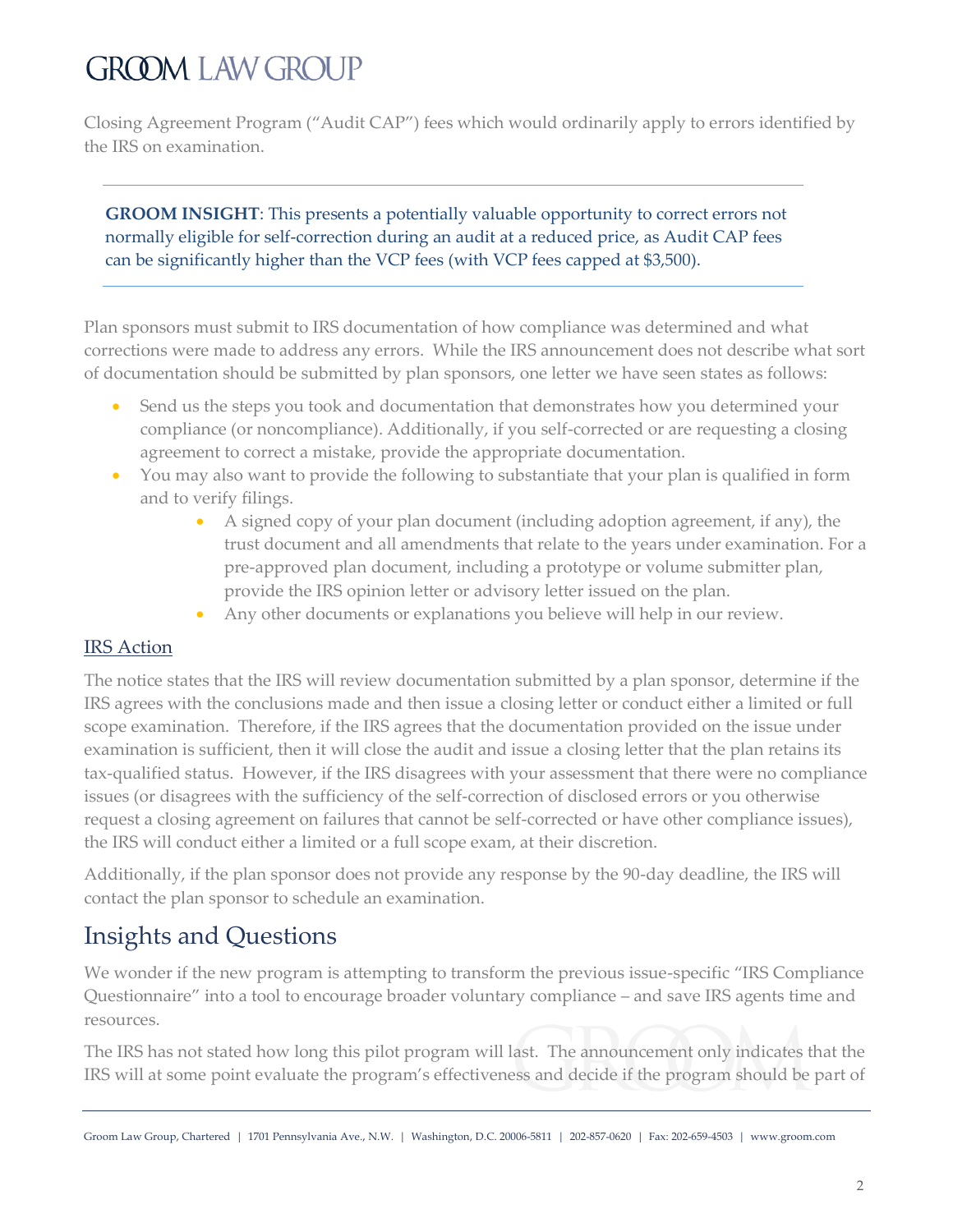Closing Agreement Program ("Audit CAP") fees which would ordinarily apply to errors identified by the IRS on examination.

> **GROOM INSIGHT**: This presents a potentially valuable opportunity to correct errors not normally eligible for self-correction during an audit at a reduced price, as Audit CAP fees can be significantly higher than the VCP fees (with VCP fees capped at $3,500).

Plan sponsors must submit to IRS documentation of how compliance was determined and what corrections were made to address any errors. While the IRS announcement does not describe what sort of documentation should be submitted by plan sponsors, one letter we have seen states as follows:

- Send us the steps you took and documentation that demonstrates how you determined your compliance (or noncompliance). Additionally, if you self-corrected or are requesting a closing agreement to correct a mistake, provide the appropriate documentation.
- You may also want to provide the following to substantiate that your plan is qualified in form and to verify filings.
    - A signed copy of your plan document (including adoption agreement, if any), the trust document and all amendments that relate to the years under examination. For a pre-approved plan document, including a prototype or volume submitter plan, provide the IRS opinion letter or advisory letter issued on the plan.
    - Any other documents or explanations you believe will help in our review.

## IRS Action

The notice states that the IRS will review documentation submitted by a plan sponsor, determine if the IRS agrees with the conclusions made and then issue a closing letter or conduct either a limited or full scope examination. Therefore, if the IRS agrees that the documentation provided on the issue under examination is sufficient, then it will close the audit and issue a closing letter that the plan retains its tax-qualified status. However, if the IRS disagrees with your assessment that there were no compliance issues (or disagrees with the sufficiency of the self-correction of disclosed errors or you otherwise request a closing agreement on failures that cannot be self-corrected or have other compliance issues), the IRS will conduct either a limited or a full scope exam, at their discretion.

Additionally, if the plan sponsor does not provide any response by the 90-day deadline, the IRS will contact the plan sponsor to schedule an examination.

# Insights and Questions

We wonder if the new program is attempting to transform the previous issue-specific "IRS Compliance Questionnaire" into a tool to encourage broader voluntary compliance – and save IRS agents time and resources.

The IRS has not stated how long this pilot program will last. The announcement only indicates that the IRS will at some point evaluate the program's effectiveness and decide if the program should be part of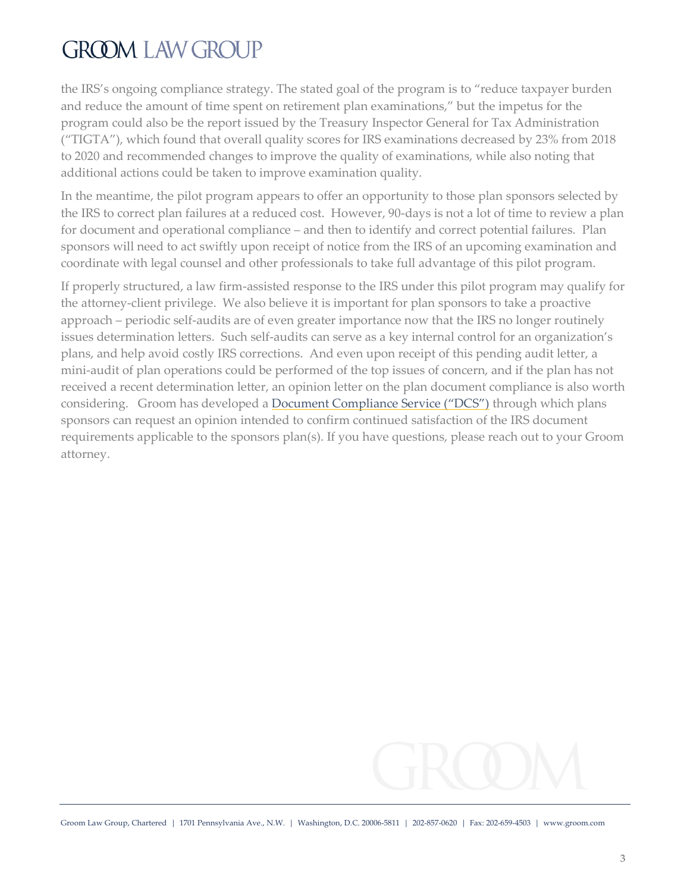the IRS's ongoing compliance strategy. The stated goal of the program is to "reduce taxpayer burden and reduce the amount of time spent on retirement plan examinations," but the impetus for the program could also be the report issued by the Treasury Inspector General for Tax Administration ("TIGTA"), which found that overall quality scores for IRS examinations decreased by 23% from 2018 to 2020 and recommended changes to improve the quality of examinations, while also noting that additional actions could be taken to improve examination quality.

In the meantime, the pilot program appears to offer an opportunity to those plan sponsors selected by the IRS to correct plan failures at a reduced cost. However, 90-days is not a lot of time to review a plan for document and operational compliance – and then to identify and correct potential failures. Plan sponsors will need to act swiftly upon receipt of notice from the IRS of an upcoming examination and coordinate with legal counsel and other professionals to take full advantage of this pilot program.

If properly structured, a law firm-assisted response to the IRS under this pilot program may qualify for the attorney-client privilege. We also believe it is important for plan sponsors to take a proactive approach – periodic self-audits are of even greater importance now that the IRS no longer routinely issues determination letters. Such self-audits can serve as a key internal control for an organization's plans, and help avoid costly IRS corrections. And even upon receipt of this pending audit letter, a mini-audit of plan operations could be performed of the top issues of concern, and if the plan has not received a recent determination letter, an opinion letter on the plan document compliance is also worth considering. Groom has developed a Document Compliance Service ("DCS") through which plans sponsors can request an opinion intended to confirm continued satisfaction of the IRS document requirements applicable to the sponsors plan(s). If you have questions, please reach out to your Groom attorney.